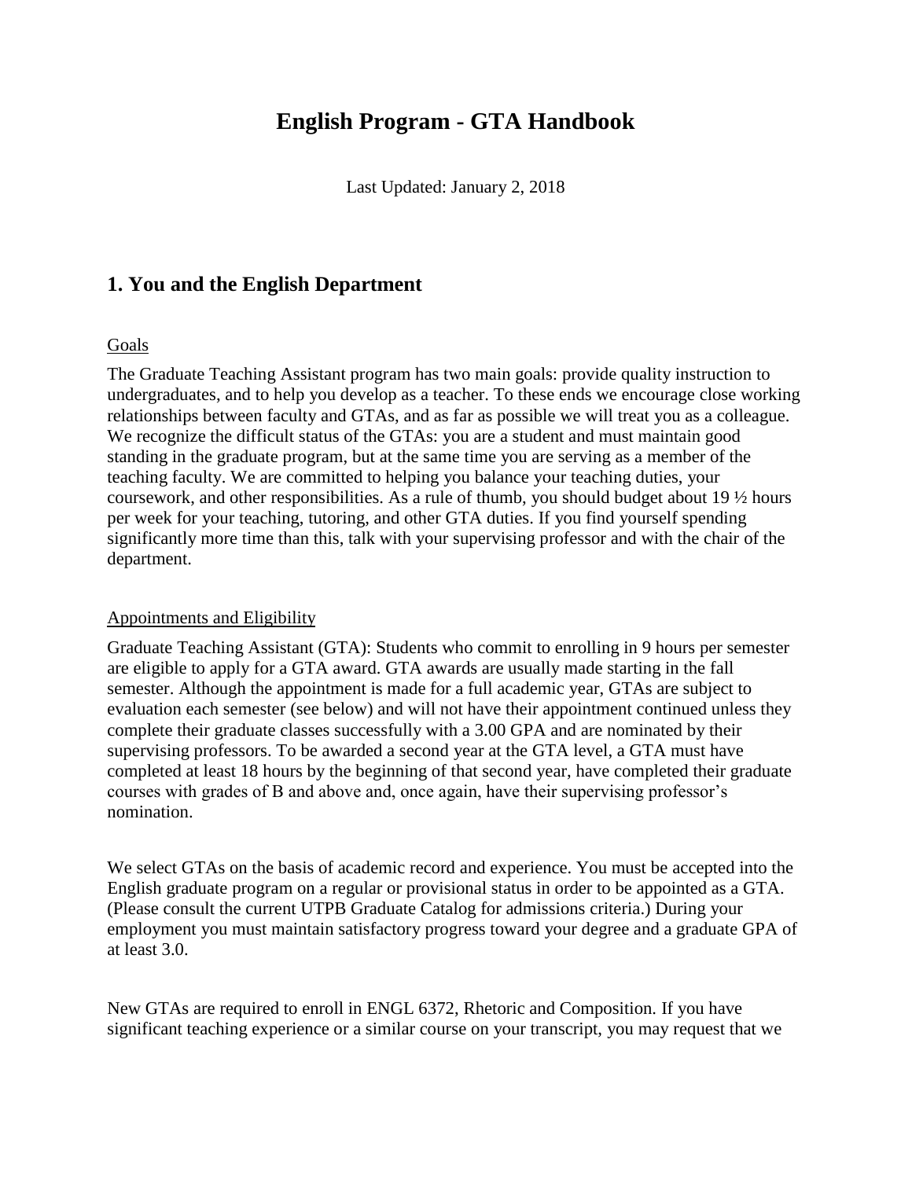# English Program - GTA Handbook

Last Updated: January 2, 2018

## 1. You and the English Department

<u>Goals</u>

The Graduate Teaching Assistant program has two main goals: provide quality instruction to undergraduates, and to help you develop as a teacher. To these ends we encourage close working relationships between faculty and GTAs, and as far as possible we will treat you as a colleague. We recognize the difficult status of the GTAs: you are a student and must maintain good standing in the graduate program, but at the same time you are serving as a member of the teaching faculty. We are committed to helping you balance your teaching duties, your coursework, and other responsibilities. As a rule of thumb, you should budget about 19 ½ hours per week for your teaching, tutoring, and other GTA duties. If you find yourself spending significantly more time than this, talk with your supervising professor and with the chair of the department.

<u>Appointments and Eligibility</u>

Graduate Teaching Assistant (GTA): Students who commit to enrolling in 9 hours per semester are eligible to apply for a GTA award. GTA awards are usually made starting in the fall semester. Although the appointment is made for a full academic year, GTAs are subject to evaluation each semester (see below) and will not have their appointment continued unless they complete their graduate classes successfully with a 3.00 GPA and are nominated by their supervising professors. To be awarded a second year at the GTA level, a GTA must have completed at least 18 hours by the beginning of that second year, have completed their graduate courses with grades of B and above and, once again, have their supervising professor's nomination.

We select GTAs on the basis of academic record and experience. You must be accepted into the English graduate program on a regular or provisional status in order to be appointed as a GTA. (Please consult the current UTPB Graduate Catalog for admissions criteria.) During your employment you must maintain satisfactory progress toward your degree and a graduate GPA of at least 3.0.

New GTAs are required to enroll in ENGL 6372, Rhetoric and Composition. If you have significant teaching experience or a similar course on your transcript, you may request that we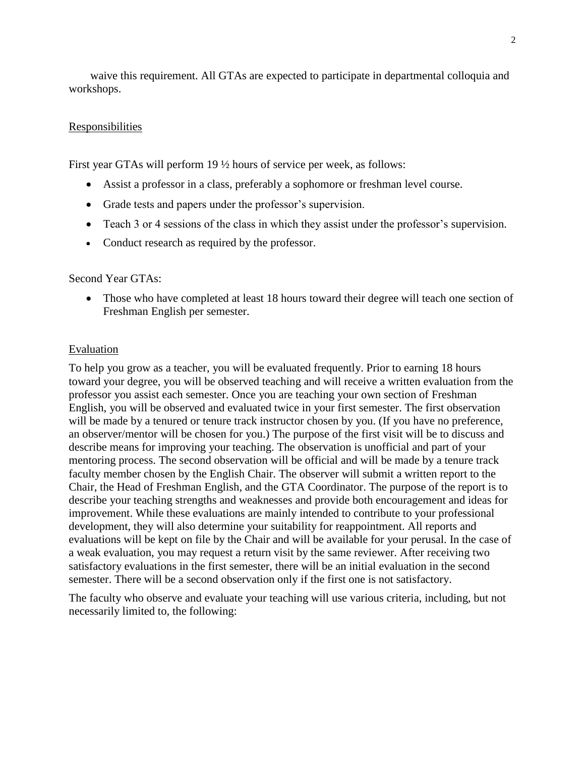waive this requirement. All GTAs are expected to participate in departmental colloquia and workshops.

## Responsibilities

First year GTAs will perform 19 ½ hours of service per week, as follows:

- Assist a professor in a class, preferably a sophomore or freshman level course.
- Grade tests and papers under the professor's supervision.
- Teach 3 or 4 sessions of the class in which they assist under the professor's supervision.
- Conduct research as required by the professor.

Second Year GTAs:

- Those who have completed at least 18 hours toward their degree will teach one section of Freshman English per semester.

## Evaluation

To help you grow as a teacher, you will be evaluated frequently. Prior to earning 18 hours toward your degree, you will be observed teaching and will receive a written evaluation from the professor you assist each semester. Once you are teaching your own section of Freshman English, you will be observed and evaluated twice in your first semester. The first observation will be made by a tenured or tenure track instructor chosen by you. (If you have no preference, an observer/mentor will be chosen for you.) The purpose of the first visit will be to discuss and describe means for improving your teaching. The observation is unofficial and part of your mentoring process. The second observation will be official and will be made by a tenure track faculty member chosen by the English Chair. The observer will submit a written report to the Chair, the Head of Freshman English, and the GTA Coordinator. The purpose of the report is to describe your teaching strengths and weaknesses and provide both encouragement and ideas for improvement. While these evaluations are mainly intended to contribute to your professional development, they will also determine your suitability for reappointment. All reports and evaluations will be kept on file by the Chair and will be available for your perusal. In the case of a weak evaluation, you may request a return visit by the same reviewer. After receiving two satisfactory evaluations in the first semester, there will be an initial evaluation in the second semester. There will be a second observation only if the first one is not satisfactory.

The faculty who observe and evaluate your teaching will use various criteria, including, but not necessarily limited to, the following: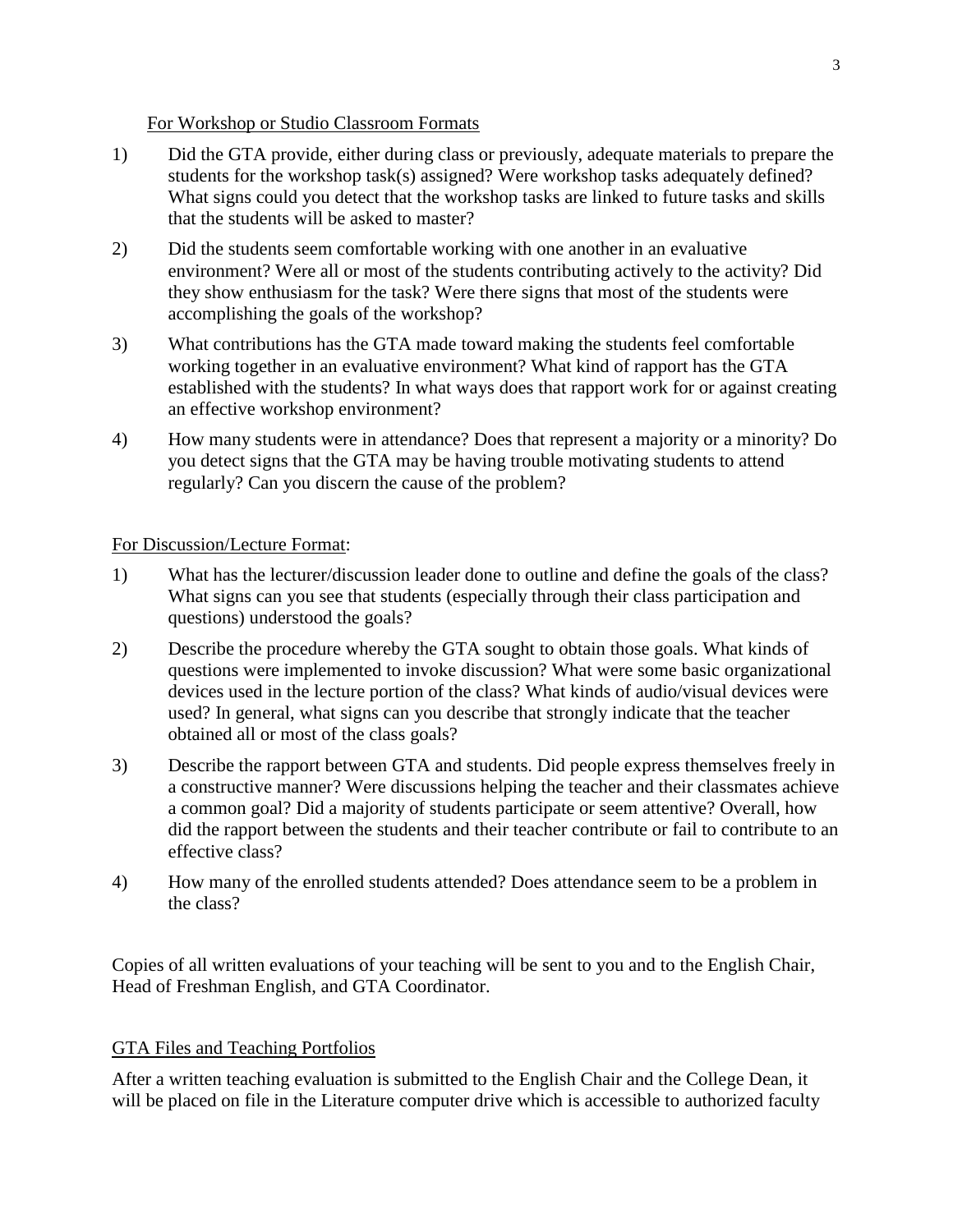For Workshop or Studio Classroom Formats

1) Did the GTA provide, either during class or previously, adequate materials to prepare the students for the workshop task(s) assigned? Were workshop tasks adequately defined? What signs could you detect that the workshop tasks are linked to future tasks and skills that the students will be asked to master?

2) Did the students seem comfortable working with one another in an evaluative environment? Were all or most of the students contributing actively to the activity? Did they show enthusiasm for the task? Were there signs that most of the students were accomplishing the goals of the workshop?

3) What contributions has the GTA made toward making the students feel comfortable working together in an evaluative environment? What kind of rapport has the GTA established with the students? In what ways does that rapport work for or against creating an effective workshop environment?

4) How many students were in attendance? Does that represent a majority or a minority? Do you detect signs that the GTA may be having trouble motivating students to attend regularly? Can you discern the cause of the problem?

For Discussion/Lecture Format:

1) What has the lecturer/discussion leader done to outline and define the goals of the class? What signs can you see that students (especially through their class participation and questions) understood the goals?

2) Describe the procedure whereby the GTA sought to obtain those goals. What kinds of questions were implemented to invoke discussion? What were some basic organizational devices used in the lecture portion of the class? What kinds of audio/visual devices were used? In general, what signs can you describe that strongly indicate that the teacher obtained all or most of the class goals?

3) Describe the rapport between GTA and students. Did people express themselves freely in a constructive manner? Were discussions helping the teacher and their classmates achieve a common goal? Did a majority of students participate or seem attentive? Overall, how did the rapport between the students and their teacher contribute or fail to contribute to an effective class?

4) How many of the enrolled students attended? Does attendance seem to be a problem in the class?

Copies of all written evaluations of your teaching will be sent to you and to the English Chair, Head of Freshman English, and GTA Coordinator.

GTA Files and Teaching Portfolios

After a written teaching evaluation is submitted to the English Chair and the College Dean, it will be placed on file in the Literature computer drive which is accessible to authorized faculty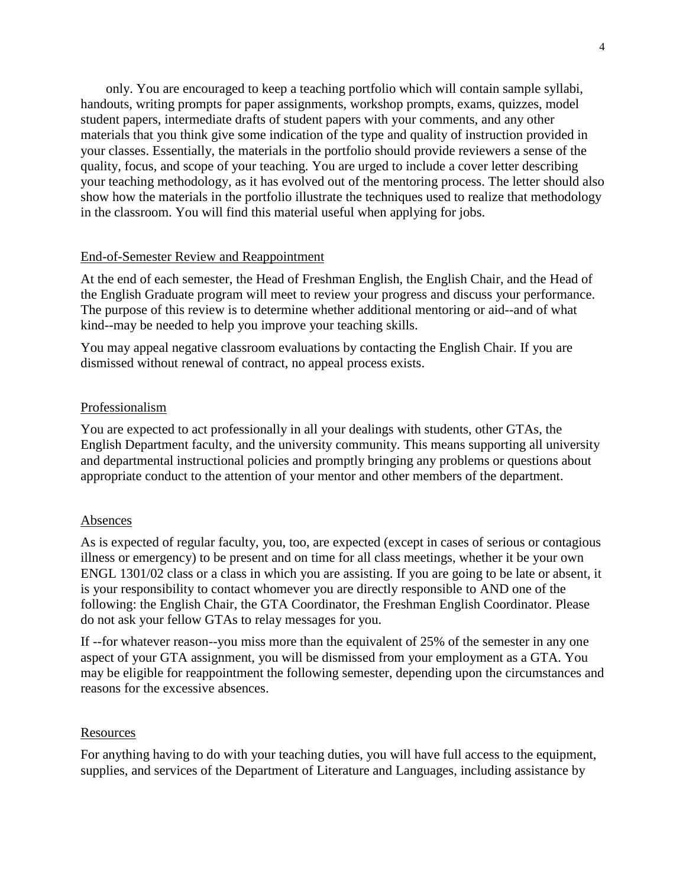only. You are encouraged to keep a teaching portfolio which will contain sample syllabi, handouts, writing prompts for paper assignments, workshop prompts, exams, quizzes, model student papers, intermediate drafts of student papers with your comments, and any other materials that you think give some indication of the type and quality of instruction provided in your classes. Essentially, the materials in the portfolio should provide reviewers a sense of the quality, focus, and scope of your teaching. You are urged to include a cover letter describing your teaching methodology, as it has evolved out of the mentoring process. The letter should also show how the materials in the portfolio illustrate the techniques used to realize that methodology in the classroom. You will find this material useful when applying for jobs.

## End-of-Semester Review and Reappointment

At the end of each semester, the Head of Freshman English, the English Chair, and the Head of the English Graduate program will meet to review your progress and discuss your performance. The purpose of this review is to determine whether additional mentoring or aid--and of what kind--may be needed to help you improve your teaching skills.

You may appeal negative classroom evaluations by contacting the English Chair. If you are dismissed without renewal of contract, no appeal process exists.

## Professionalism

You are expected to act professionally in all your dealings with students, other GTAs, the English Department faculty, and the university community. This means supporting all university and departmental instructional policies and promptly bringing any problems or questions about appropriate conduct to the attention of your mentor and other members of the department.

## Absences

As is expected of regular faculty, you, too, are expected (except in cases of serious or contagious illness or emergency) to be present and on time for all class meetings, whether it be your own ENGL 1301/02 class or a class in which you are assisting. If you are going to be late or absent, it is your responsibility to contact whomever you are directly responsible to AND one of the following: the English Chair, the GTA Coordinator, the Freshman English Coordinator. Please do not ask your fellow GTAs to relay messages for you.

If --for whatever reason--you miss more than the equivalent of 25% of the semester in any one aspect of your GTA assignment, you will be dismissed from your employment as a GTA. You may be eligible for reappointment the following semester, depending upon the circumstances and reasons for the excessive absences.

## Resources

For anything having to do with your teaching duties, you will have full access to the equipment, supplies, and services of the Department of Literature and Languages, including assistance by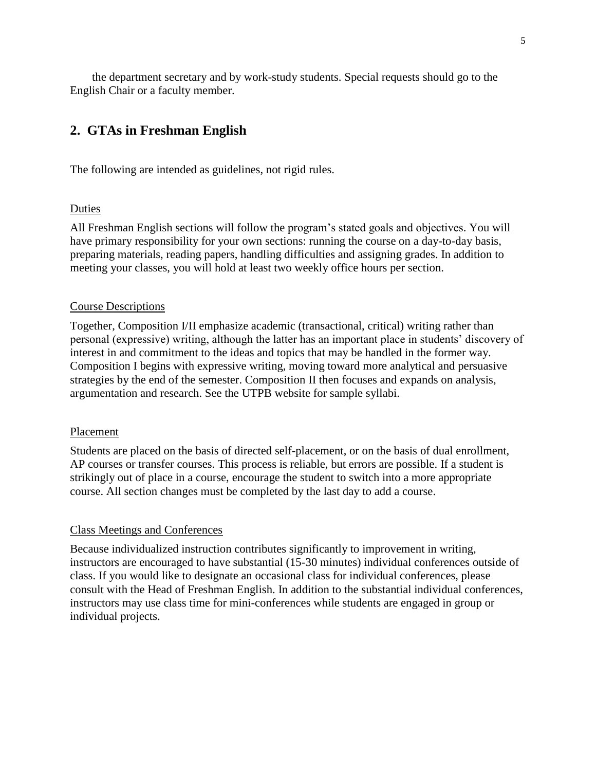the department secretary and by work-study students. Special requests should go to the English Chair or a faculty member.

## 2. GTAs in Freshman English

The following are intended as guidelines, not rigid rules.

### Duties

All Freshman English sections will follow the program's stated goals and objectives. You will have primary responsibility for your own sections: running the course on a day-to-day basis, preparing materials, reading papers, handling difficulties and assigning grades. In addition to meeting your classes, you will hold at least two weekly office hours per section.

### Course Descriptions

Together, Composition I/II emphasize academic (transactional, critical) writing rather than personal (expressive) writing, although the latter has an important place in students' discovery of interest in and commitment to the ideas and topics that may be handled in the former way. Composition I begins with expressive writing, moving toward more analytical and persuasive strategies by the end of the semester. Composition II then focuses and expands on analysis, argumentation and research. See the UTPB website for sample syllabi.

### Placement

Students are placed on the basis of directed self-placement, or on the basis of dual enrollment, AP courses or transfer courses. This process is reliable, but errors are possible. If a student is strikingly out of place in a course, encourage the student to switch into a more appropriate course. All section changes must be completed by the last day to add a course.

### Class Meetings and Conferences

Because individualized instruction contributes significantly to improvement in writing, instructors are encouraged to have substantial (15-30 minutes) individual conferences outside of class. If you would like to designate an occasional class for individual conferences, please consult with the Head of Freshman English. In addition to the substantial individual conferences, instructors may use class time for mini-conferences while students are engaged in group or individual projects.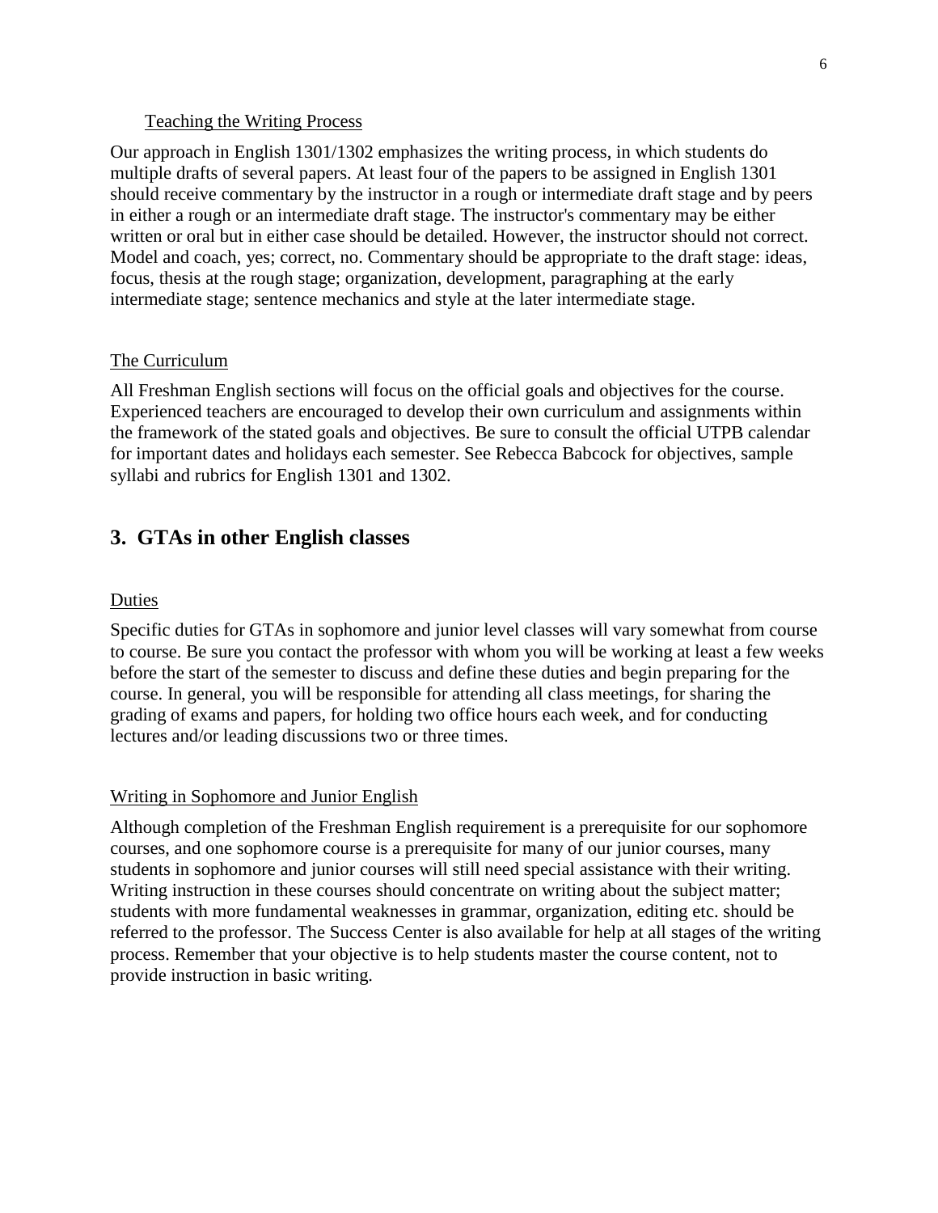### Teaching the Writing Process

Our approach in English 1301/1302 emphasizes the writing process, in which students do multiple drafts of several papers. At least four of the papers to be assigned in English 1301 should receive commentary by the instructor in a rough or intermediate draft stage and by peers in either a rough or an intermediate draft stage. The instructor's commentary may be either written or oral but in either case should be detailed. However, the instructor should not correct. Model and coach, yes; correct, no. Commentary should be appropriate to the draft stage: ideas, focus, thesis at the rough stage; organization, development, paragraphing at the early intermediate stage; sentence mechanics and style at the later intermediate stage.

### The Curriculum

All Freshman English sections will focus on the official goals and objectives for the course. Experienced teachers are encouraged to develop their own curriculum and assignments within the framework of the stated goals and objectives. Be sure to consult the official UTPB calendar for important dates and holidays each semester. See Rebecca Babcock for objectives, sample syllabi and rubrics for English 1301 and 1302.

## 3. GTAs in other English classes

### Duties

Specific duties for GTAs in sophomore and junior level classes will vary somewhat from course to course. Be sure you contact the professor with whom you will be working at least a few weeks before the start of the semester to discuss and define these duties and begin preparing for the course. In general, you will be responsible for attending all class meetings, for sharing the grading of exams and papers, for holding two office hours each week, and for conducting lectures and/or leading discussions two or three times.

### Writing in Sophomore and Junior English

Although completion of the Freshman English requirement is a prerequisite for our sophomore courses, and one sophomore course is a prerequisite for many of our junior courses, many students in sophomore and junior courses will still need special assistance with their writing. Writing instruction in these courses should concentrate on writing about the subject matter; students with more fundamental weaknesses in grammar, organization, editing etc. should be referred to the professor. The Success Center is also available for help at all stages of the writing process. Remember that your objective is to help students master the course content, not to provide instruction in basic writing.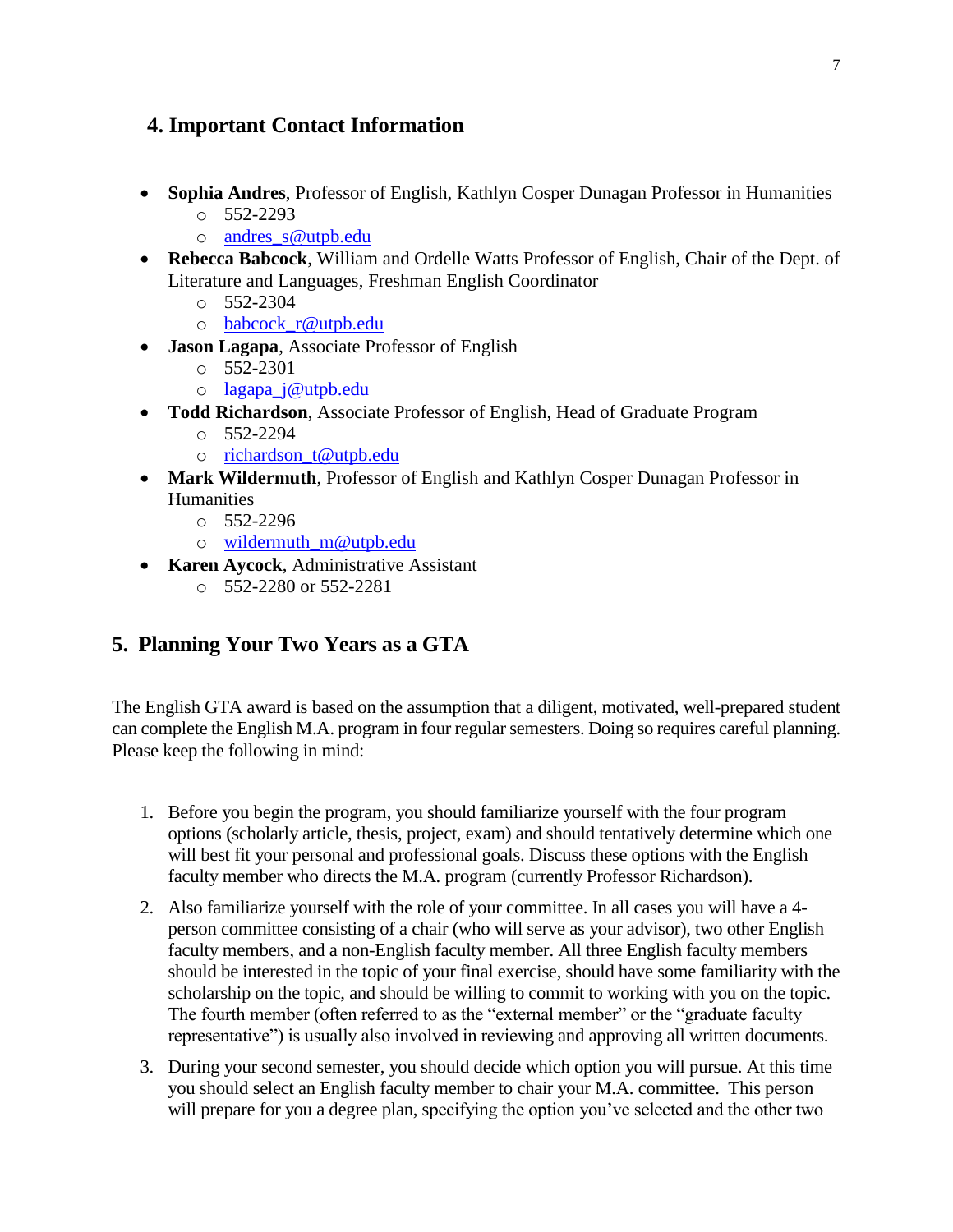## 4. Important Contact Information

- **Sophia Andres**, Professor of English, Kathlyn Cosper Dunagan Professor in Humanities
  - 552-2293
  - andres_s@utpb.edu
- **Rebecca Babcock**, William and Ordelle Watts Professor of English, Chair of the Dept. of Literature and Languages, Freshman English Coordinator
  - 552-2304
  - babcock_r@utpb.edu
- **Jason Lagapa**, Associate Professor of English
  - 552-2301
  - lagapa_j@utpb.edu
- **Todd Richardson**, Associate Professor of English, Head of Graduate Program
  - 552-2294
  - richardson_t@utpb.edu
- **Mark Wildermuth**, Professor of English and Kathlyn Cosper Dunagan Professor in Humanities
  - 552-2296
  - wildermuth_m@utpb.edu
- **Karen Aycock**, Administrative Assistant
  - 552-2280 or 552-2281

## 5. Planning Your Two Years as a GTA

The English GTA award is based on the assumption that a diligent, motivated, well-prepared student can complete the English M.A. program in four regular semesters. Doing so requires careful planning. Please keep the following in mind:

1. Before you begin the program, you should familiarize yourself with the four program options (scholarly article, thesis, project, exam) and should tentatively determine which one will best fit your personal and professional goals. Discuss these options with the English faculty member who directs the M.A. program (currently Professor Richardson).

2. Also familiarize yourself with the role of your committee. In all cases you will have a 4-person committee consisting of a chair (who will serve as your advisor), two other English faculty members, and a non-English faculty member. All three English faculty members should be interested in the topic of your final exercise, should have some familiarity with the scholarship on the topic, and should be willing to commit to working with you on the topic. The fourth member (often referred to as the "external member" or the "graduate faculty representative") is usually also involved in reviewing and approving all written documents.

3. During your second semester, you should decide which option you will pursue. At this time you should select an English faculty member to chair your M.A. committee. This person will prepare for you a degree plan, specifying the option you've selected and the other two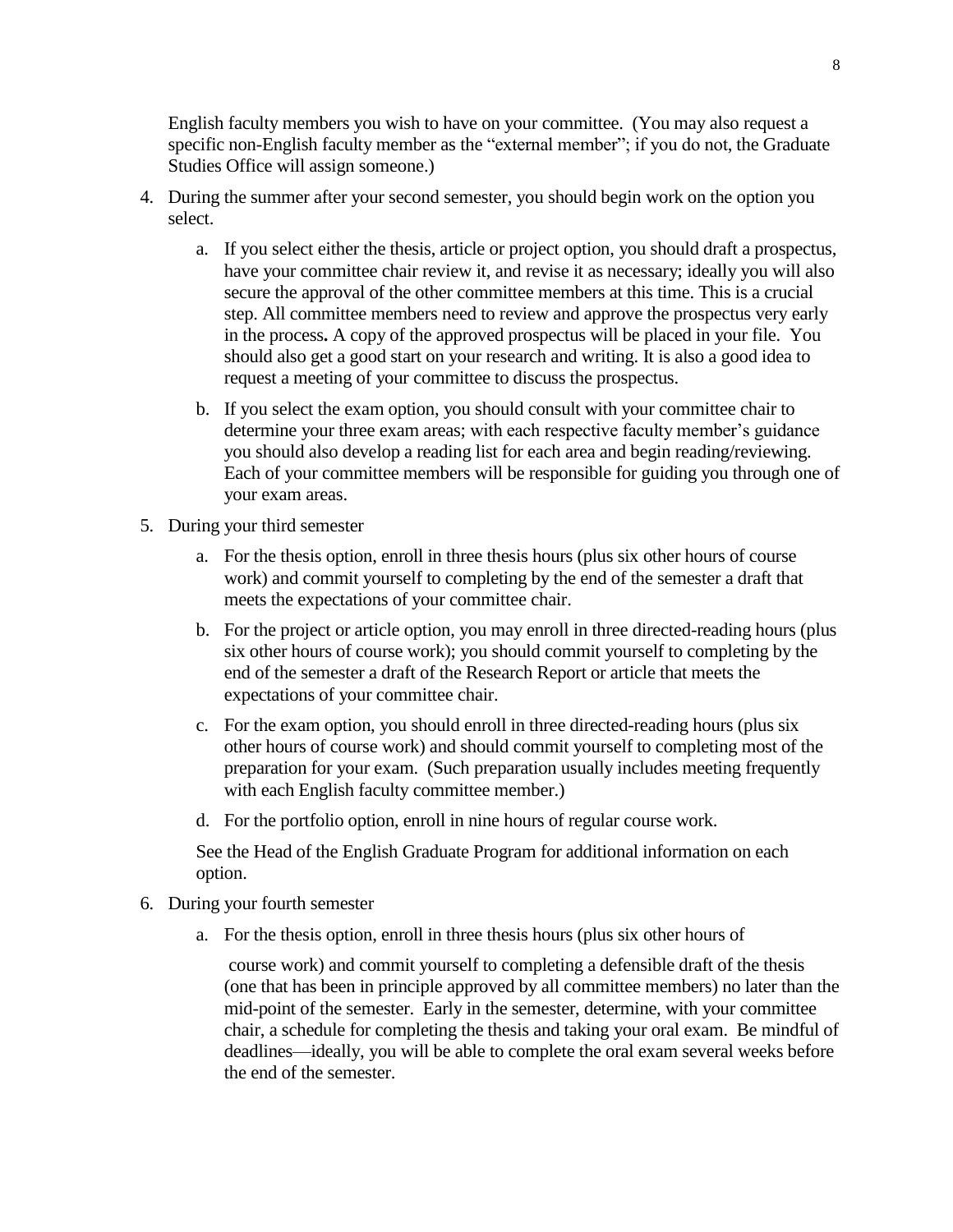English faculty members you wish to have on your committee. (You may also request a specific non-English faculty member as the "external member"; if you do not, the Graduate Studies Office will assign someone.)

4. During the summer after your second semester, you should begin work on the option you select.

   a. If you select either the thesis, article or project option, you should draft a prospectus, have your committee chair review it, and revise it as necessary; ideally you will also secure the approval of the other committee members at this time. This is a crucial step. All committee members need to review and approve the prospectus very early in the process**.** A copy of the approved prospectus will be placed in your file. You should also get a good start on your research and writing. It is also a good idea to request a meeting of your committee to discuss the prospectus.

   b. If you select the exam option, you should consult with your committee chair to determine your three exam areas; with each respective faculty member's guidance you should also develop a reading list for each area and begin reading/reviewing. Each of your committee members will be responsible for guiding you through one of your exam areas.

5. During your third semester

   a. For the thesis option, enroll in three thesis hours (plus six other hours of course work) and commit yourself to completing by the end of the semester a draft that meets the expectations of your committee chair.

   b. For the project or article option, you may enroll in three directed-reading hours (plus six other hours of course work); you should commit yourself to completing by the end of the semester a draft of the Research Report or article that meets the expectations of your committee chair.

   c. For the exam option, you should enroll in three directed-reading hours (plus six other hours of course work) and should commit yourself to completing most of the preparation for your exam. (Such preparation usually includes meeting frequently with each English faculty committee member.)

   d. For the portfolio option, enroll in nine hours of regular course work.

   See the Head of the English Graduate Program for additional information on each option.

6. During your fourth semester

   a. For the thesis option, enroll in three thesis hours (plus six other hours of course work) and commit yourself to completing a defensible draft of the thesis (one that has been in principle approved by all committee members) no later than the mid-point of the semester. Early in the semester, determine, with your committee chair, a schedule for completing the thesis and taking your oral exam. Be mindful of deadlines—ideally, you will be able to complete the oral exam several weeks before the end of the semester.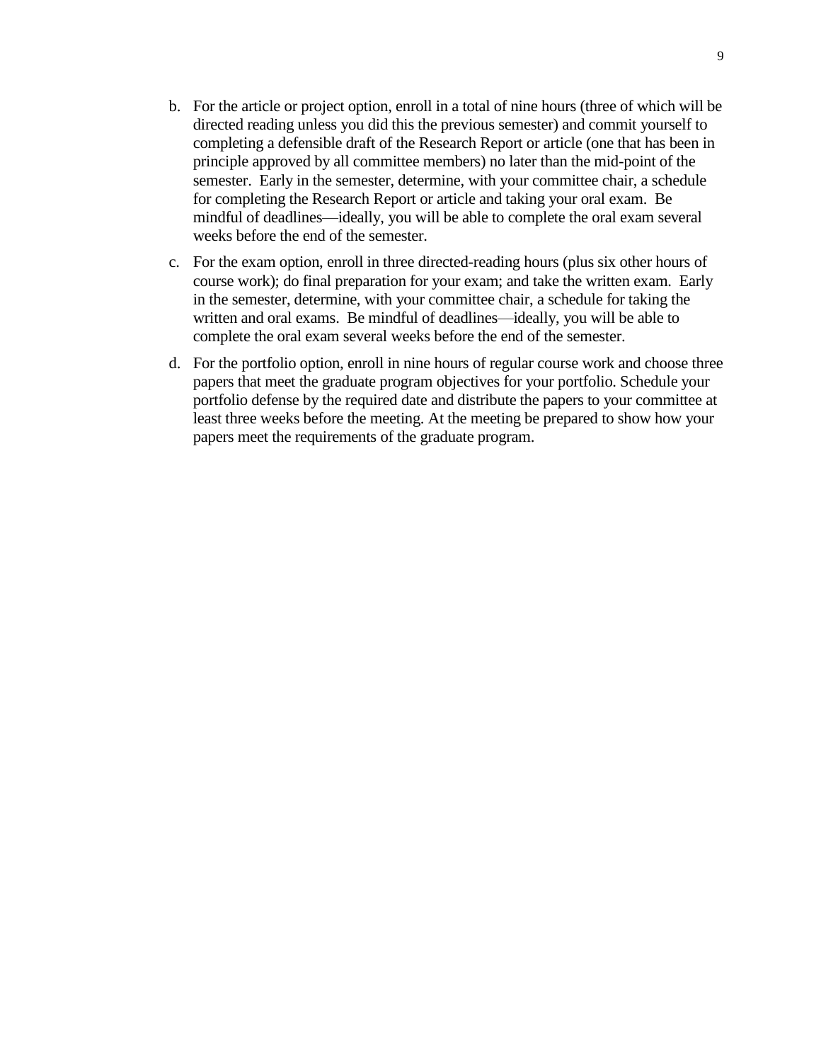b. For the article or project option, enroll in a total of nine hours (three of which will be directed reading unless you did this the previous semester) and commit yourself to completing a defensible draft of the Research Report or article (one that has been in principle approved by all committee members) no later than the mid-point of the semester. Early in the semester, determine, with your committee chair, a schedule for completing the Research Report or article and taking your oral exam. Be mindful of deadlines—ideally, you will be able to complete the oral exam several weeks before the end of the semester.

c. For the exam option, enroll in three directed-reading hours (plus six other hours of course work); do final preparation for your exam; and take the written exam. Early in the semester, determine, with your committee chair, a schedule for taking the written and oral exams. Be mindful of deadlines—ideally, you will be able to complete the oral exam several weeks before the end of the semester.

d. For the portfolio option, enroll in nine hours of regular course work and choose three papers that meet the graduate program objectives for your portfolio. Schedule your portfolio defense by the required date and distribute the papers to your committee at least three weeks before the meeting. At the meeting be prepared to show how your papers meet the requirements of the graduate program.